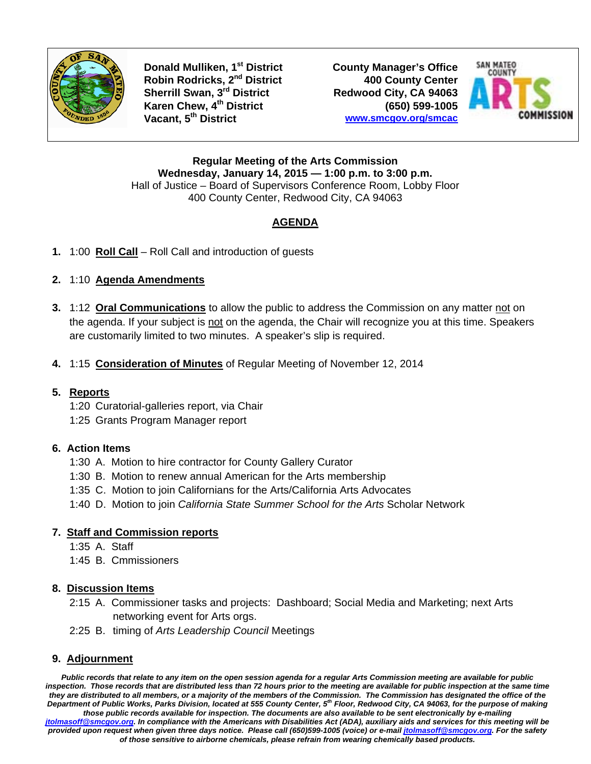**Donald Mulliken, 1st District**
**Robin Rodricks, 2nd District**
**Sherrill Swan, 3rd District**
**Karen Chew, 4th District**
**Vacant, 5th District**

**County Manager's Office**
**400 County Center**
**Redwood City, CA 94063**
**(650) 599-1005**
**www.smcgov.org/smcac**

SAN MATEO COUNTY ARTS COMMISSION

**Regular Meeting of the Arts Commission**
**Wednesday, January 14, 2015 — 1:00 p.m. to 3:00 p.m.**
Hall of Justice – Board of Supervisors Conference Room, Lobby Floor
400 County Center, Redwood City, CA 94063

## AGENDA

**1.** 1:00 **Roll Call** – Roll Call and introduction of guests

**2.** 1:10 **Agenda Amendments**

**3.** 1:12 **Oral Communications** to allow the public to address the Commission on any matter not on the agenda. If your subject is not on the agenda, the Chair will recognize you at this time. Speakers are customarily limited to two minutes. A speaker's slip is required.

**4.** 1:15 **Consideration of Minutes** of Regular Meeting of November 12, 2014

**5. Reports**
1:20 Curatorial-galleries report, via Chair
1:25 Grants Program Manager report

**6. Action Items**
1:30 A. Motion to hire contractor for County Gallery Curator
1:30 B. Motion to renew annual American for the Arts membership
1:35 C. Motion to join Californians for the Arts/California Arts Advocates
1:40 D. Motion to join *California State Summer School for the Arts* Scholar Network

**7. Staff and Commission reports**
1:35 A. Staff
1:45 B. Cmmissioners

**8. Discussion Items**
2:15 A. Commissioner tasks and projects: Dashboard; Social Media and Marketing; next Arts networking event for Arts orgs.
2:25 B. timing of *Arts Leadership Council* Meetings

**9. Adjournment**

***Public records that relate to any item on the open session agenda for a regular Arts Commission meeting are available for public inspection. Those records that are distributed less than 72 hours prior to the meeting are available for public inspection at the same time they are distributed to all members, or a majority of the members of the Commission. The Commission has designated the office of the Department of Public Works, Parks Division, located at 555 County Center, 5th Floor, Redwood City, CA 94063, for the purpose of making those public records available for inspection. The documents are also available to be sent electronically by e-mailing jtolmasoff@smcgov.org. In compliance with the Americans with Disabilities Act (ADA), auxiliary aids and services for this meeting will be provided upon request when given three days notice. Please call (650)599-1005 (voice) or e-mail jtolmasoff@smcgov.org. For the safety of those sensitive to airborne chemicals, please refrain from wearing chemically based products.***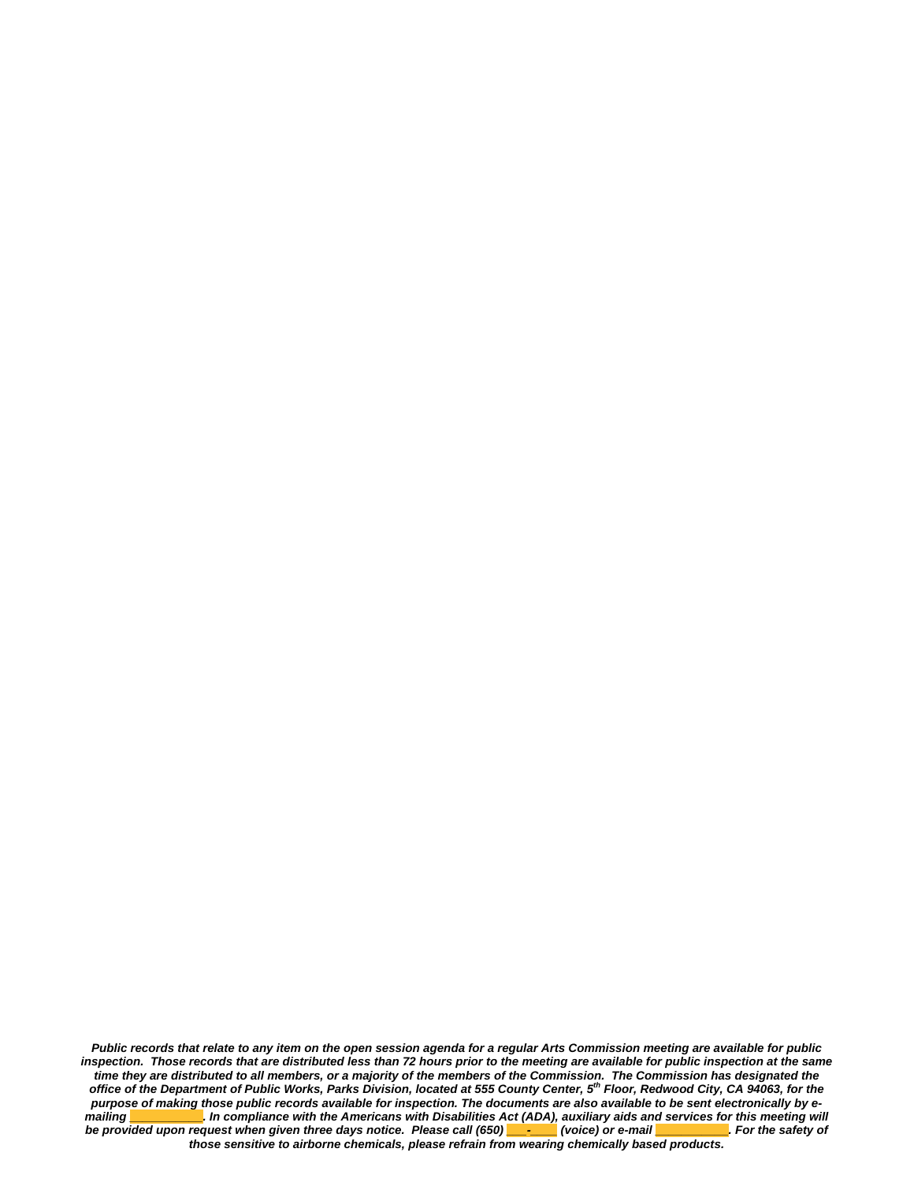***Public records that relate to any item on the open session agenda for a regular Arts Commission meeting are available for public inspection. Those records that are distributed less than 72 hours prior to the meeting are available for public inspection at the same time they are distributed to all members, or a majority of the members of the Commission. The Commission has designated the office of the Department of Public Works, Parks Division, located at 555 County Center, 5th Floor, Redwood City, CA 94063, for the purpose of making those public records available for inspection. The documents are also available to be sent electronically by e-mailing ___________. In compliance with the Americans with Disabilities Act (ADA), auxiliary aids and services for this meeting will be provided upon request when given three days notice. Please call (650) ___-____ (voice) or e-mail ___________. For the safety of those sensitive to airborne chemicals, please refrain from wearing chemically based products.***